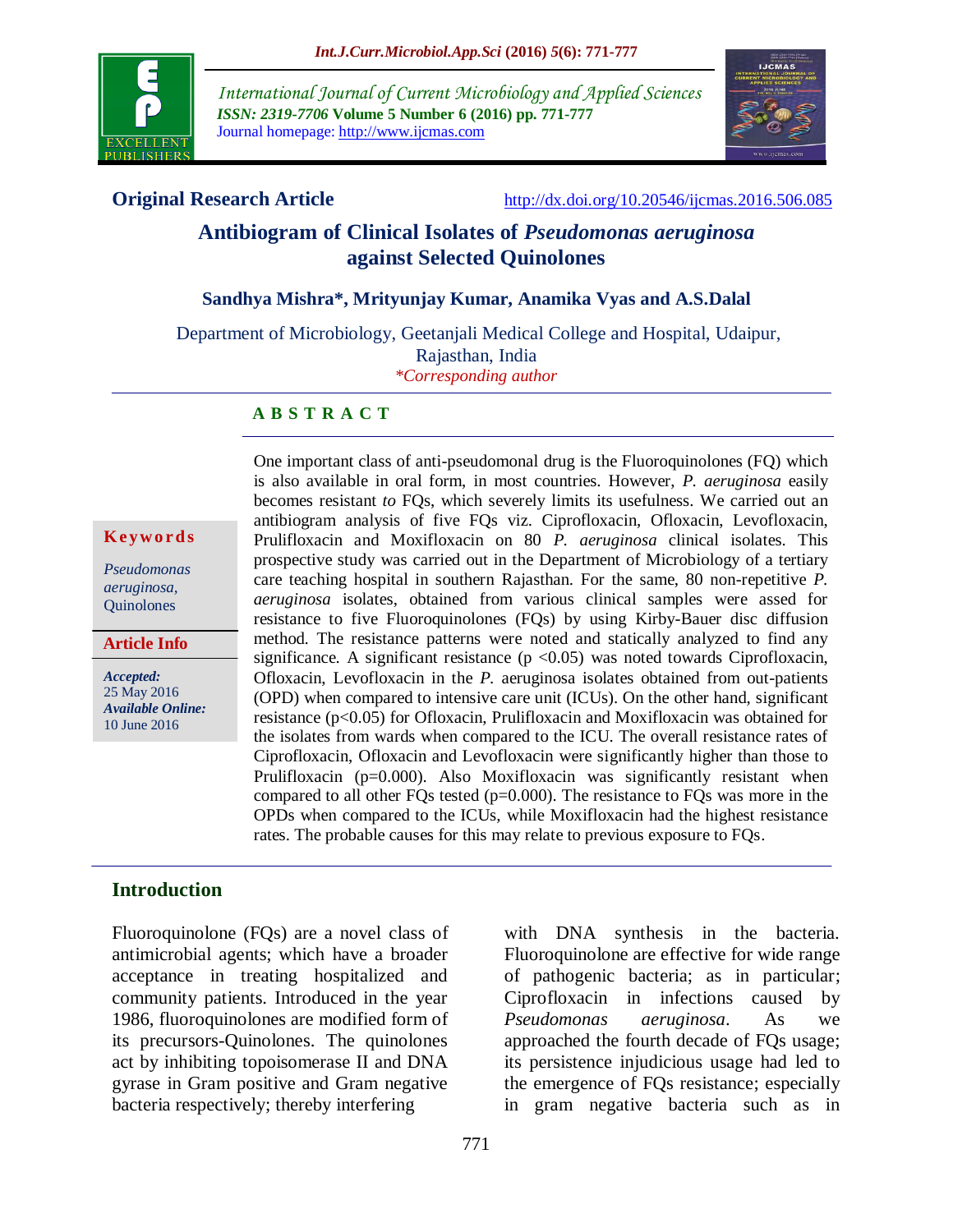**Original Research Article**

http://dx.doi.org/10.20546/ijcmas.2016.506.085

# Antibiogram of Clinical Isolates of *Pseudomonas aeruginosa* against Selected Quinolones

**Sandhya Mishra*, Mrityunjay Kumar, Anamika Vyas and A.S.Dalal**

Department of Microbiology, Geetanjali Medical College and Hospital, Udaipur, Rajasthan, India

*\*Corresponding author*

## ABSTRACT

**Keywords**

*Pseudomonas aeruginosa,* Quinolones

**Article Info**

***Accepted:*** 25 May 2016

***Available Online:*** 10 June 2016

One important class of anti-pseudomonal drug is the Fluoroquinolones (FQ) which is also available in oral form, in most countries. However, *P. aeruginosa* easily becomes resistant *to* FQs, which severely limits its usefulness. We carried out an antibiogram analysis of five FQs viz. Ciprofloxacin, Ofloxacin, Levofloxacin, Prulifloxacin and Moxifloxacin on 80 *P. aeruginosa* clinical isolates. This prospective study was carried out in the Department of Microbiology of a tertiary care teaching hospital in southern Rajasthan. For the same, 80 non-repetitive *P. aeruginosa* isolates, obtained from various clinical samples were assed for resistance to five Fluoroquinolones (FQs) by using Kirby-Bauer disc diffusion method. The resistance patterns were noted and statically analyzed to find any significance. A significant resistance ($p < 0.05$) was noted towards Ciprofloxacin, Ofloxacin, Levofloxacin in the *P.* aeruginosa isolates obtained from out-patients (OPD) when compared to intensive care unit (ICUs). On the other hand, significant resistance ($p < 0.05$) for Ofloxacin, Prulifloxacin and Moxifloxacin was obtained for the isolates from wards when compared to the ICU. The overall resistance rates of Ciprofloxacin, Ofloxacin and Levofloxacin were significantly higher than those to Prulifloxacin ($p=0.000$). Also Moxifloxacin was significantly resistant when compared to all other FQs tested ($p=0.000$). The resistance to FQs was more in the OPDs when compared to the ICUs, while Moxifloxacin had the highest resistance rates. The probable causes for this may relate to previous exposure to FQs.

## Introduction

Fluoroquinolone (FQs) are a novel class of antimicrobial agents; which have a broader acceptance in treating hospitalized and community patients. Introduced in the year 1986, fluoroquinolones are modified form of its precursors-Quinolones. The quinolones act by inhibiting topoisomerase II and DNA gyrase in Gram positive and Gram negative bacteria respectively; thereby interfering with DNA synthesis in the bacteria. Fluoroquinolone are effective for wide range of pathogenic bacteria; as in particular; Ciprofloxacin in infections caused by *Pseudomonas aeruginosa*. As we approached the fourth decade of FQs usage; its persistence injudicious usage had led to the emergence of FQs resistance; especially in gram negative bacteria such as in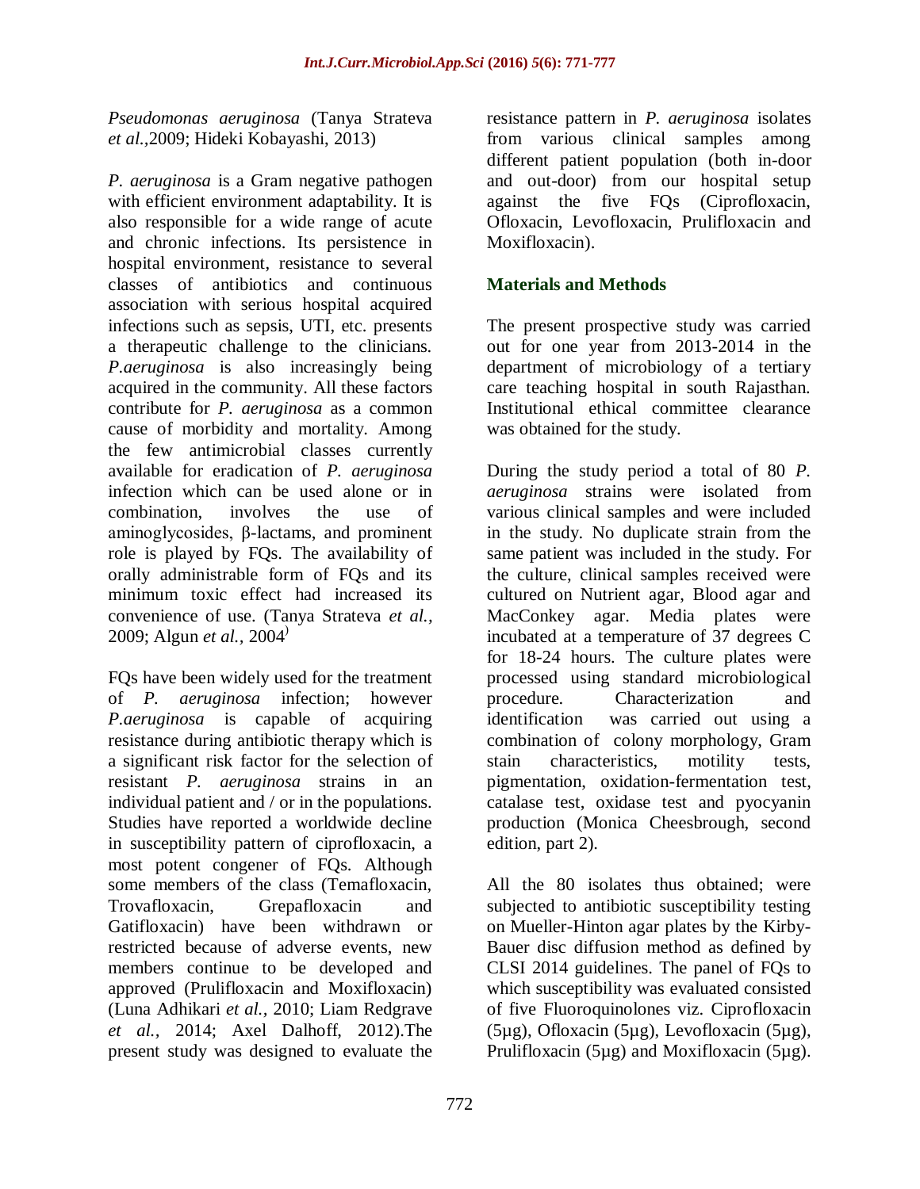*Pseudomonas aeruginosa* (Tanya Strateva *et al.*,2009; Hideki Kobayashi, 2013)

*P. aeruginosa* is a Gram negative pathogen with efficient environment adaptability. It is also responsible for a wide range of acute and chronic infections. Its persistence in hospital environment, resistance to several classes of antibiotics and continuous association with serious hospital acquired infections such as sepsis, UTI, etc. presents a therapeutic challenge to the clinicians. *P.aeruginosa* is also increasingly being acquired in the community. All these factors contribute for *P. aeruginosa* as a common cause of morbidity and mortality. Among the few antimicrobial classes currently available for eradication of *P. aeruginosa* infection which can be used alone or in combination, involves the use of aminoglycosides, β-lactams, and prominent role is played by FQs. The availability of orally administrable form of FQs and its minimum toxic effect had increased its convenience of use. (Tanya Strateva *et al.,* 2009; Algun *et al.,* 2004)

FQs have been widely used for the treatment of *P. aeruginosa* infection; however *P.aeruginosa* is capable of acquiring resistance during antibiotic therapy which is a significant risk factor for the selection of resistant *P. aeruginosa* strains in an individual patient and / or in the populations. Studies have reported a worldwide decline in susceptibility pattern of ciprofloxacin, a most potent congener of FQs. Although some members of the class (Temafloxacin, Trovafloxacin, Grepafloxacin and Gatifloxacin) have been withdrawn or restricted because of adverse events, new members continue to be developed and approved (Prulifloxacin and Moxifloxacin) (Luna Adhikari *et al.,* 2010; Liam Redgrave *et al.,* 2014; Axel Dalhoff, 2012).The present study was designed to evaluate the resistance pattern in *P. aeruginosa* isolates from various clinical samples among different patient population (both in-door and out-door) from our hospital setup against the five FQs (Ciprofloxacin, Ofloxacin, Levofloxacin, Prulifloxacin and Moxifloxacin).

## Materials and Methods

The present prospective study was carried out for one year from 2013-2014 in the department of microbiology of a tertiary care teaching hospital in south Rajasthan. Institutional ethical committee clearance was obtained for the study.

During the study period a total of 80 *P. aeruginosa* strains were isolated from various clinical samples and were included in the study. No duplicate strain from the same patient was included in the study. For the culture, clinical samples received were cultured on Nutrient agar, Blood agar and MacConkey agar. Media plates were incubated at a temperature of 37 degrees C for 18-24 hours. The culture plates were processed using standard microbiological procedure. Characterization and identification was carried out using a combination of colony morphology, Gram stain characteristics, motility tests, pigmentation, oxidation-fermentation test, catalase test, oxidase test and pyocyanin production (Monica Cheesbrough, second edition, part 2).

All the 80 isolates thus obtained; were subjected to antibiotic susceptibility testing on Mueller-Hinton agar plates by the Kirby-Bauer disc diffusion method as defined by CLSI 2014 guidelines. The panel of FQs to which susceptibility was evaluated consisted of five Fluoroquinolones viz. Ciprofloxacin (5µg), Ofloxacin (5µg), Levofloxacin (5µg), Prulifloxacin (5µg) and Moxifloxacin (5µg).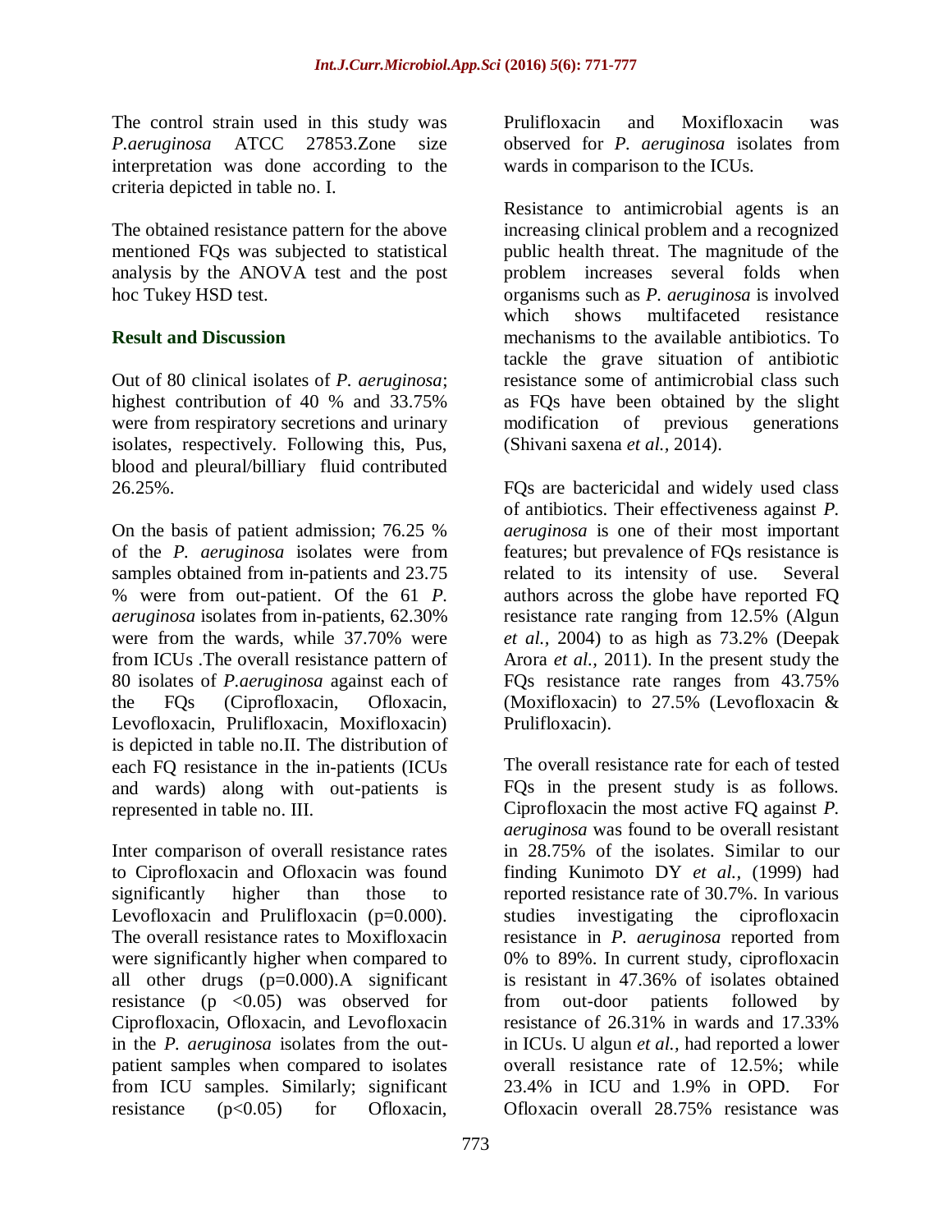The control strain used in this study was *P.aeruginosa* ATCC 27853.Zone size interpretation was done according to the criteria depicted in table no. I.

The obtained resistance pattern for the above mentioned FQs was subjected to statistical analysis by the ANOVA test and the post hoc Tukey HSD test.

## Result and Discussion

Out of 80 clinical isolates of *P. aeruginosa*; highest contribution of 40 % and 33.75% were from respiratory secretions and urinary isolates, respectively. Following this, Pus, blood and pleural/billiary fluid contributed 26.25%.

On the basis of patient admission; 76.25 % of the *P. aeruginosa* isolates were from samples obtained from in-patients and 23.75 % were from out-patient. Of the 61 *P. aeruginosa* isolates from in-patients, 62.30% were from the wards, while 37.70% were from ICUs .The overall resistance pattern of 80 isolates of *P.aeruginosa* against each of the FQs (Ciprofloxacin, Ofloxacin, Levofloxacin, Prulifloxacin, Moxifloxacin) is depicted in table no.II. The distribution of each FQ resistance in the in-patients (ICUs and wards) along with out-patients is represented in table no. III.

Inter comparison of overall resistance rates to Ciprofloxacin and Ofloxacin was found significantly higher than those to Levofloxacin and Prulifloxacin (p=0.000). The overall resistance rates to Moxifloxacin were significantly higher when compared to all other drugs (p=0.000).A significant resistance ($p < 0.05$) was observed for Ciprofloxacin, Ofloxacin, and Levofloxacin in the *P. aeruginosa* isolates from the out-patient samples when compared to isolates from ICU samples. Similarly; significant resistance ($p<0.05$) for Ofloxacin, Prulifloxacin and Moxifloxacin was observed for *P. aeruginosa* isolates from wards in comparison to the ICUs.

Resistance to antimicrobial agents is an increasing clinical problem and a recognized public health threat. The magnitude of the problem increases several folds when organisms such as *P. aeruginosa* is involved which shows multifaceted resistance mechanisms to the available antibiotics. To tackle the grave situation of antibiotic resistance some of antimicrobial class such as FQs have been obtained by the slight modification of previous generations (Shivani saxena *et al.*, 2014).

FQs are bactericidal and widely used class of antibiotics. Their effectiveness against *P. aeruginosa* is one of their most important features; but prevalence of FQs resistance is related to its intensity of use. Several authors across the globe have reported FQ resistance rate ranging from 12.5% (Algun *et al.*, 2004) to as high as 73.2% (Deepak Arora *et al.*, 2011). In the present study the FQs resistance rate ranges from 43.75% (Moxifloxacin) to 27.5% (Levofloxacin & Prulifloxacin).

The overall resistance rate for each of tested FQs in the present study is as follows. Ciprofloxacin the most active FQ against *P. aeruginosa* was found to be overall resistant in 28.75% of the isolates. Similar to our finding Kunimoto DY *et al.*, (1999) had reported resistance rate of 30.7%. In various studies investigating the ciprofloxacin resistance in *P. aeruginosa* reported from 0% to 89%. In current study, ciprofloxacin is resistant in 47.36% of isolates obtained from out-door patients followed by resistance of 26.31% in wards and 17.33% in ICUs. U algun *et al.*, had reported a lower overall resistance rate of 12.5%; while 23.4% in ICU and 1.9% in OPD. For Ofloxacin overall 28.75% resistance was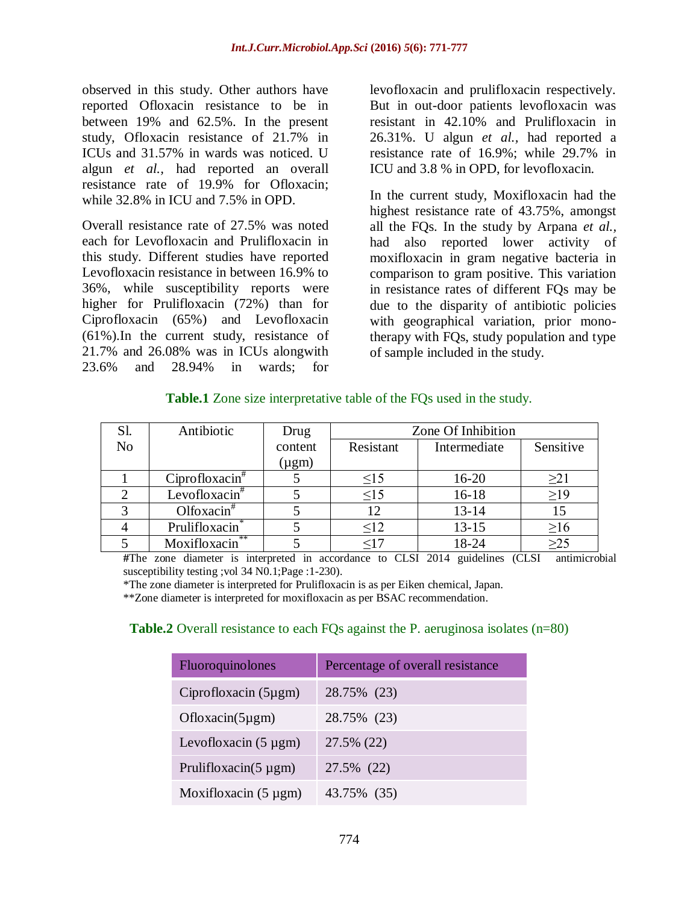observed in this study. Other authors have reported Ofloxacin resistance to be in between 19% and 62.5%. In the present study, Ofloxacin resistance of 21.7% in ICUs and 31.57% in wards was noticed. U algun *et al.,* had reported an overall resistance rate of 19.9% for Ofloxacin; while 32.8% in ICU and 7.5% in OPD.

Overall resistance rate of 27.5% was noted each for Levofloxacin and Prulifloxacin in this study. Different studies have reported Levofloxacin resistance in between 16.9% to 36%, while susceptibility reports were higher for Prulifloxacin (72%) than for Ciprofloxacin (65%) and Levofloxacin (61%).In the current study, resistance of 21.7% and 26.08% was in ICUs alongwith 23.6% and 28.94% in wards; for levofloxacin and prulifloxacin respectively. But in out-door patients levofloxacin was resistant in 42.10% and Prulifloxacin in 26.31%. U algun *et al.*, had reported a resistance rate of 16.9%; while 29.7% in ICU and 3.8 % in OPD, for levofloxacin.

In the current study, Moxifloxacin had the highest resistance rate of 43.75%, amongst all the FQs. In the study by Arpana *et al.*, had also reported lower activity of moxifloxacin in gram negative bacteria in comparison to gram positive. This variation in resistance rates of different FQs may be due to the disparity of antibiotic policies with geographical variation, prior mono-therapy with FQs, study population and type of sample included in the study.

**Table.1** Zone size interpretative table of the FQs used in the study.

| Sl. No | Antibiotic | Drug content (µgm) | Zone Of Inhibition | | |
|---|---|---|---|---|---|
| | | | Resistant | Intermediate | Sensitive |
| 1 | Ciprofloxacin# | 5 | ≤15 | 16-20 | ≥21 |
| 2 | Levofloxacin# | 5 | ≤15 | 16-18 | ≥19 |
| 3 | Olfoxacin# | 5 | 12 | 13-14 | 15 |
| 4 | Prulifloxacin* | 5 | ≤12 | 13-15 | ≥16 |
| 5 | Moxifloxacin** | 5 | ≤17 | 18-24 | ≥25 |

#The zone diameter is interpreted in accordance to CLSI 2014 guidelines (CLSI antimicrobial susceptibility testing ;vol 34 N0.1;Page :1-230).

*The zone diameter is interpreted for Prulifloxacin is as per Eiken chemical, Japan.

**Zone diameter is interpreted for moxifloxacin as per BSAC recommendation.

**Table.2** Overall resistance to each FQs against the P. aeruginosa isolates (n=80)

| Fluoroquinolones | Percentage of overall resistance |
|---|---|
| Ciprofloxacin (5µgm) | 28.75% (23) |
| Ofloxacin(5µgm) | 28.75% (23) |
| Levofloxacin (5 µgm) | 27.5% (22) |
| Prulifloxacin(5 µgm) | 27.5% (22) |
| Moxifloxacin (5 µgm) | 43.75% (35) |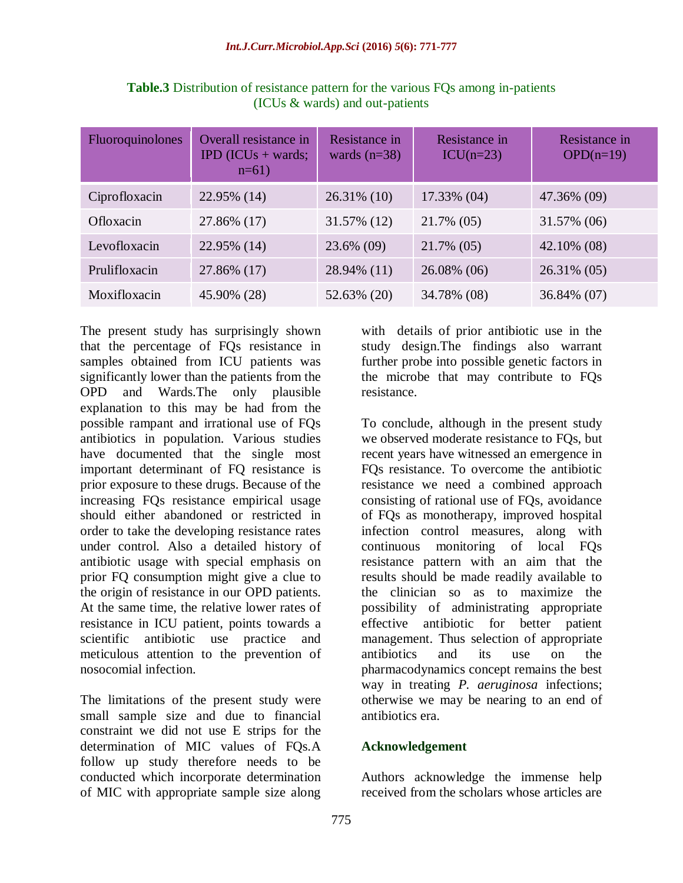**Table.3** Distribution of resistance pattern for the various FQs among in-patients (ICUs & wards) and out-patients

| Fluoroquinolones | Overall resistance in IPD (ICUs + wards; n=61) | Resistance in wards (n=38) | Resistance in ICU(n=23) | Resistance in OPD(n=19) |
|---|---|---|---|---|
| Ciprofloxacin | 22.95% (14) | 26.31% (10) | 17.33% (04) | 47.36% (09) |
| Ofloxacin | 27.86% (17) | 31.57% (12) | 21.7% (05) | 31.57% (06) |
| Levofloxacin | 22.95% (14) | 23.6% (09) | 21.7% (05) | 42.10% (08) |
| Prulifloxacin | 27.86% (17) | 28.94% (11) | 26.08% (06) | 26.31% (05) |
| Moxifloxacin | 45.90% (28) | 52.63% (20) | 34.78% (08) | 36.84% (07) |

The present study has surprisingly shown that the percentage of FQs resistance in samples obtained from ICU patients was significantly lower than the patients from the OPD and Wards.The only plausible explanation to this may be had from the possible rampant and irrational use of FQs antibiotics in population. Various studies have documented that the single most important determinant of FQ resistance is prior exposure to these drugs. Because of the increasing FQs resistance empirical usage should either abandoned or restricted in order to take the developing resistance rates under control. Also a detailed history of antibiotic usage with special emphasis on prior FQ consumption might give a clue to the origin of resistance in our OPD patients. At the same time, the relative lower rates of resistance in ICU patient, points towards a scientific antibiotic use practice and meticulous attention to the prevention of nosocomial infection.

The limitations of the present study were small sample size and due to financial constraint we did not use E strips for the determination of MIC values of FQs.A follow up study therefore needs to be conducted which incorporate determination of MIC with appropriate sample size along with details of prior antibiotic use in the study design.The findings also warrant further probe into possible genetic factors in the microbe that may contribute to FQs resistance.

To conclude, although in the present study we observed moderate resistance to FQs, but recent years have witnessed an emergence in FQs resistance. To overcome the antibiotic resistance we need a combined approach consisting of rational use of FQs, avoidance of FQs as monotherapy, improved hospital infection control measures, along with continuous monitoring of local FQs resistance pattern with an aim that the results should be made readily available to the clinician so as to maximize the possibility of administrating appropriate effective antibiotic for better patient management. Thus selection of appropriate antibiotics and its use on the pharmacodynamics concept remains the best way in treating *P. aeruginosa* infections; otherwise we may be nearing to an end of antibiotics era.

## Acknowledgement

Authors acknowledge the immense help received from the scholars whose articles are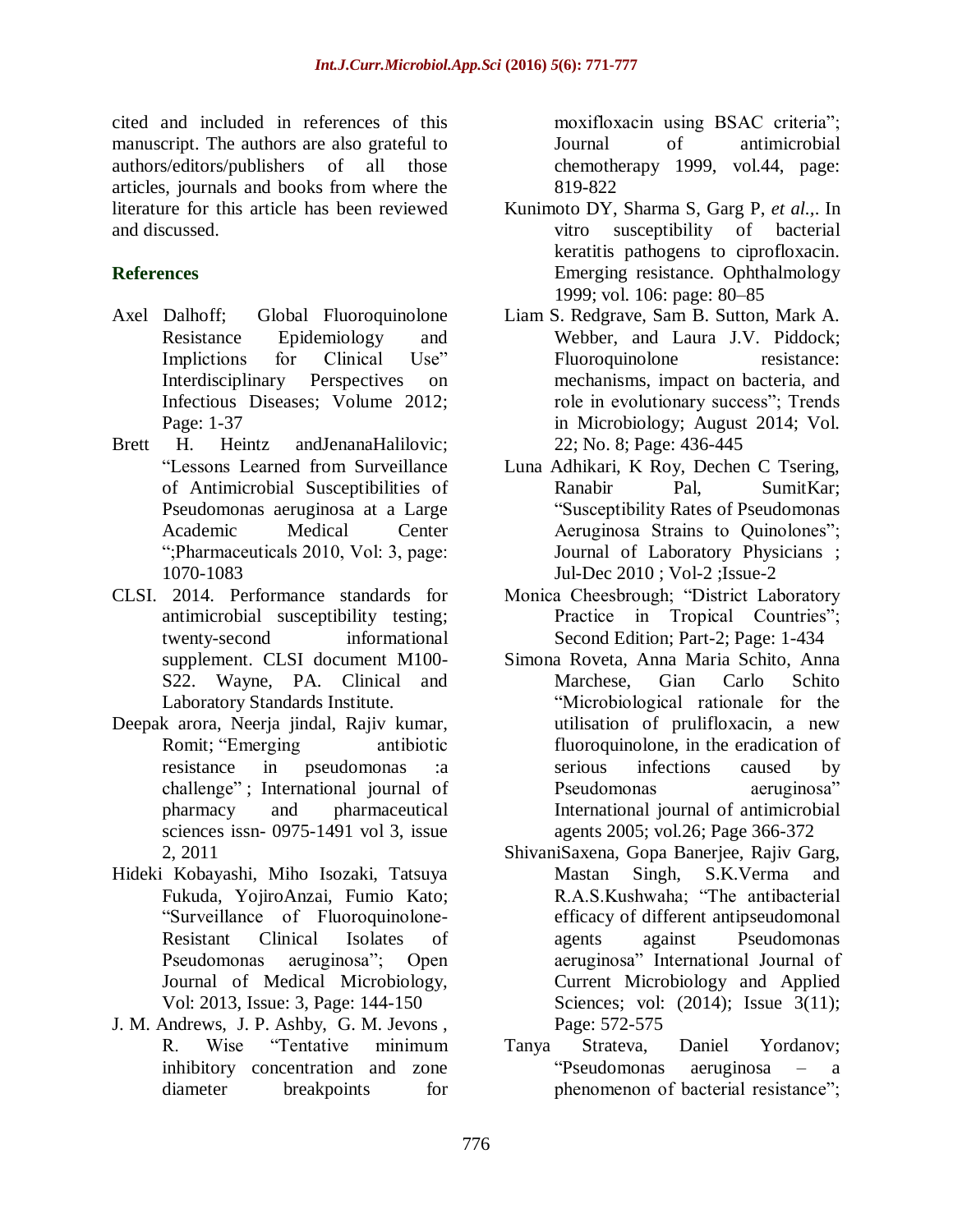cited and included in references of this manuscript. The authors are also grateful to authors/editors/publishers of all those articles, journals and books from where the literature for this article has been reviewed and discussed.

## References

Axel Dalhoff; Global Fluoroquinolone Resistance Epidemiology and Implictions for Clinical Use" Interdisciplinary Perspectives on Infectious Diseases; Volume 2012; Page: 1-37

Brett H. Heintz andJenanaHalilovic; "Lessons Learned from Surveillance of Antimicrobial Susceptibilities of Pseudomonas aeruginosa at a Large Academic Medical Center ";Pharmaceuticals 2010, Vol: 3, page: 1070-1083

CLSI. 2014. Performance standards for antimicrobial susceptibility testing; twenty-second informational supplement. CLSI document M100-S22. Wayne, PA. Clinical and Laboratory Standards Institute.

Deepak arora, Neerja jindal, Rajiv kumar, Romit; "Emerging antibiotic resistance in pseudomonas :a challenge" ; International journal of pharmacy and pharmaceutical sciences issn- 0975-1491 vol 3, issue 2, 2011

Hideki Kobayashi, Miho Isozaki, Tatsuya Fukuda, YojiroAnzai, Fumio Kato; "Surveillance of Fluoroquinolone-Resistant Clinical Isolates of Pseudomonas aeruginosa"; Open Journal of Medical Microbiology, Vol: 2013, Issue: 3, Page: 144-150

J. M. Andrews, J. P. Ashby, G. M. Jevons , R. Wise "Tentative minimum inhibitory concentration and zone diameter breakpoints for moxifloxacin using BSAC criteria"; Journal of antimicrobial chemotherapy 1999, vol.44, page: 819-822

Kunimoto DY, Sharma S, Garg P, *et al.*,. In vitro susceptibility of bacterial keratitis pathogens to ciprofloxacin. Emerging resistance. Ophthalmology 1999; vol. 106: page: 80–85

Liam S. Redgrave, Sam B. Sutton, Mark A. Webber, and Laura J.V. Piddock; Fluoroquinolone resistance: mechanisms, impact on bacteria, and role in evolutionary success"; Trends in Microbiology; August 2014; Vol. 22; No. 8; Page: 436-445

Luna Adhikari, K Roy, Dechen C Tsering, Ranabir Pal, SumitKar; "Susceptibility Rates of Pseudomonas Aeruginosa Strains to Quinolones"; Journal of Laboratory Physicians ; Jul-Dec 2010 ; Vol-2 ;Issue-2

Monica Cheesbrough; "District Laboratory Practice in Tropical Countries"; Second Edition; Part-2; Page: 1-434

Simona Roveta, Anna Maria Schito, Anna Marchese, Gian Carlo Schito "Microbiological rationale for the utilisation of prulifloxacin, a new fluoroquinolone, in the eradication of serious infections caused by Pseudomonas aeruginosa" International journal of antimicrobial agents 2005; vol.26; Page 366-372

ShivaniSaxena, Gopa Banerjee, Rajiv Garg, Mastan Singh, S.K.Verma and R.A.S.Kushwaha; "The antibacterial efficacy of different antipseudomonal agents against Pseudomonas aeruginosa" International Journal of Current Microbiology and Applied Sciences; vol: (2014); Issue 3(11); Page: 572-575

Tanya Strateva, Daniel Yordanov; "Pseudomonas aeruginosa – a phenomenon of bacterial resistance";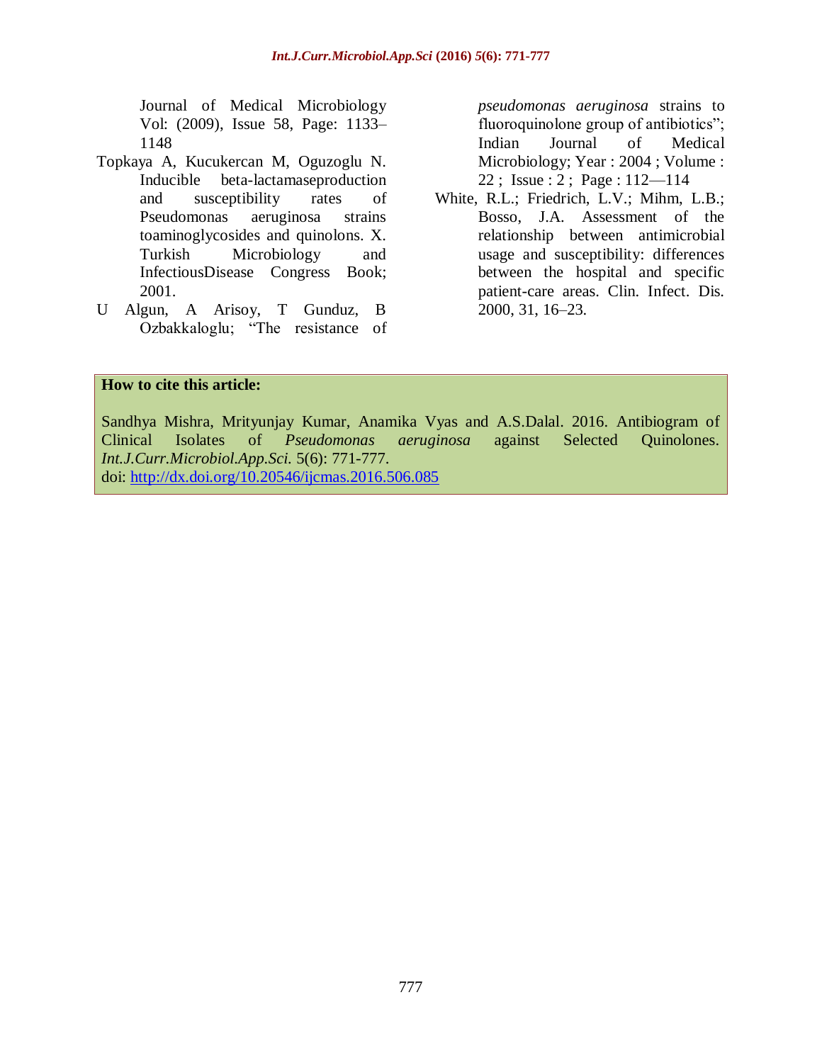Journal of Medical Microbiology Vol: (2009), Issue 58, Page: 1133–1148

Topkaya A, Kucukercan M, Oguzoglu N. Inducible beta-lactamaseproduction and susceptibility rates of Pseudomonas aeruginosa strains toaminoglycosides and quinolons. X. Turkish Microbiology and InfectiousDisease Congress Book; 2001.

U Algun, A Arisoy, T Gunduz, B Ozbakkaloglu; "The resistance of *pseudomonas aeruginosa* strains to fluoroquinolone group of antibiotics"; Indian Journal of Medical Microbiology; Year : 2004 ; Volume : 22 ; Issue : 2 ; Page : 112—114

White, R.L.; Friedrich, L.V.; Mihm, L.B.; Bosso, J.A. Assessment of the relationship between antimicrobial usage and susceptibility: differences between the hospital and specific patient-care areas. Clin. Infect. Dis. 2000, 31, 16–23.

**How to cite this article:**

Sandhya Mishra, Mrityunjay Kumar, Anamika Vyas and A.S.Dalal. 2016. Antibiogram of Clinical Isolates of *Pseudomonas aeruginosa* against Selected Quinolones. *Int.J.Curr.Microbiol.App.Sci.* 5(6): 771-777.
doi: http://dx.doi.org/10.20546/ijcmas.2016.506.085